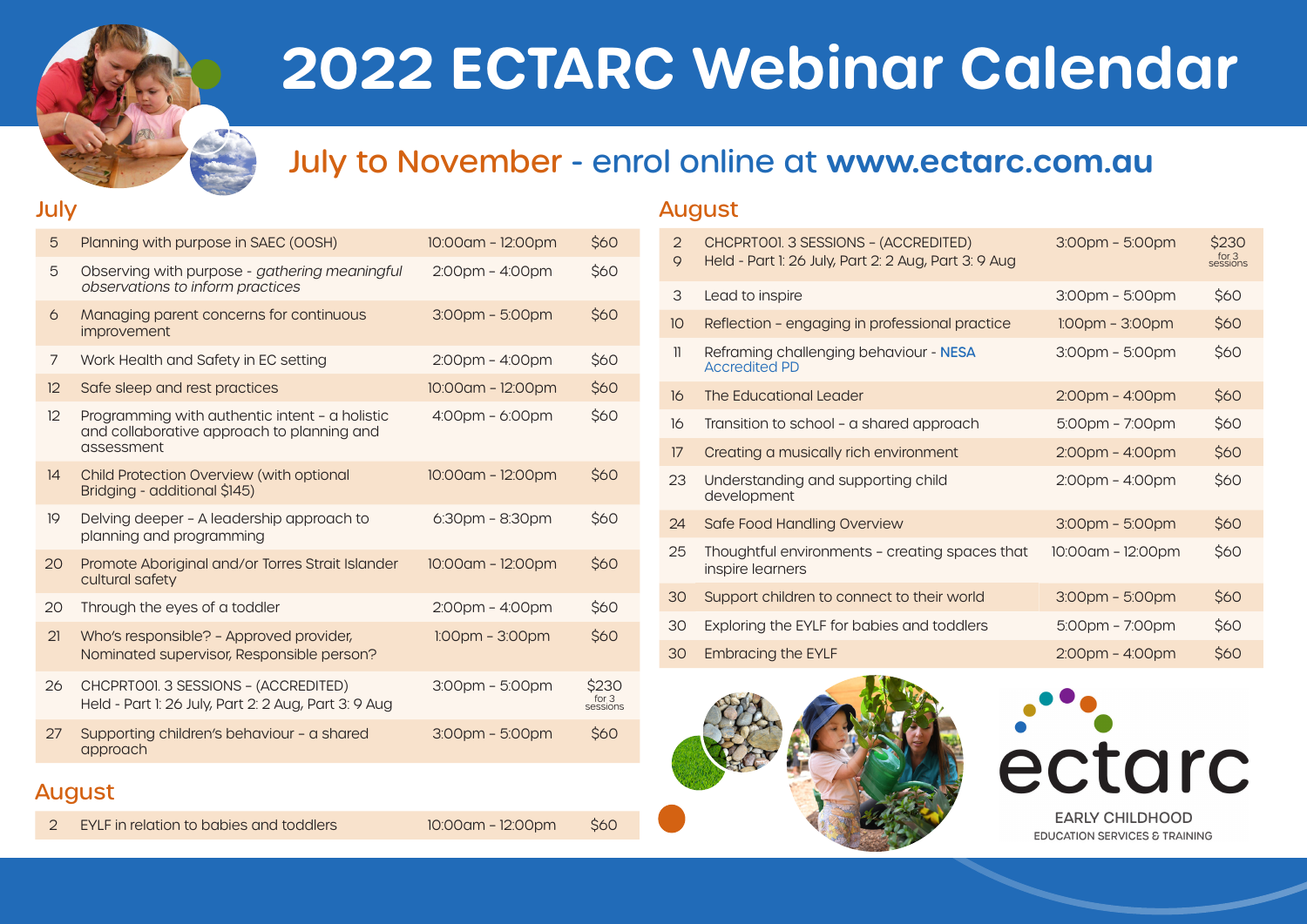# 2022 ECTARC Webinar Calendar

## July to November - enrol online at www.ectarc.com.au

### July

| Date | Webinar | Time | Cost |
|---|---|---|---|
| 5 | Planning with purpose in SAEC (OOSH) | 10:00am - 12:00pm | $60 |
| 5 | Observing with purpose - *gathering meaningful observations to inform practices* | 2:00pm - 4:00pm | $60 |
| 6 | Managing parent concerns for continuous improvement | 3:00pm - 5:00pm | $60 |
| 7 | Work Health and Safety in EC setting | 2:00pm - 4:00pm | $60 |
| 12 | Safe sleep and rest practices | 10:00am - 12:00pm | $60 |
| 12 | Programming with authentic intent - a holistic and collaborative approach to planning and assessment | 4:00pm - 6:00pm | $60 |
| 14 | Child Protection Overview (with optional Bridging - additional $145) | 10:00am - 12:00pm | $60 |
| 19 | Delving deeper - A leadership approach to planning and programming | 6:30pm - 8:30pm | $60 |
| 20 | Promote Aboriginal and/or Torres Strait Islander cultural safety | 10:00am - 12:00pm | $60 |
| 20 | Through the eyes of a toddler | 2:00pm - 4:00pm | $60 |
| 21 | Who's responsible? - Approved provider, Nominated supervisor, Responsible person? | 1:00pm - 3:00pm | $60 |
| 26 | CHCPRT001. 3 SESSIONS - (ACCREDITED) Held - Part 1: 26 July, Part 2: 2 Aug, Part 3: 9 Aug | 3:00pm - 5:00pm | $230 for 3 sessions |
| 27 | Supporting children's behaviour - a shared approach | 3:00pm - 5:00pm | $60 |

### August

| Date | Webinar | Time | Cost |
|---|---|---|---|
| 2 | EYLF in relation to babies and toddlers | 10:00am - 12:00pm | $60 |
| 2, 9 | CHCPRT001. 3 SESSIONS - (ACCREDITED) Held - Part 1: 26 July, Part 2: 2 Aug, Part 3: 9 Aug | 3:00pm - 5:00pm | $230 for 3 sessions |
| 3 | Lead to inspire | 3:00pm - 5:00pm | $60 |
| 10 | Reflection - engaging in professional practice | 1:00pm - 3:00pm | $60 |
| 11 | Reframing challenging behaviour - **NESA** Accredited PD | 3:00pm - 5:00pm | $60 |
| 16 | The Educational Leader | 2:00pm - 4:00pm | $60 |
| 16 | Transition to school - a shared approach | 5:00pm - 7:00pm | $60 |
| 17 | Creating a musically rich environment | 2:00pm - 4:00pm | $60 |
| 23 | Understanding and supporting child development | 2:00pm - 4:00pm | $60 |
| 24 | Safe Food Handling Overview | 3:00pm - 5:00pm | $60 |
| 25 | Thoughtful environments - creating spaces that inspire learners | 10:00am - 12:00pm | $60 |
| 30 | Support children to connect to their world | 3:00pm - 5:00pm | $60 |
| 30 | Exploring the EYLF for babies and toddlers | 5:00pm - 7:00pm | $60 |
| 30 | Embracing the EYLF | 2:00pm - 4:00pm | $60 |

ectarc

EARLY CHILDHOOD
EDUCATION SERVICES & TRAINING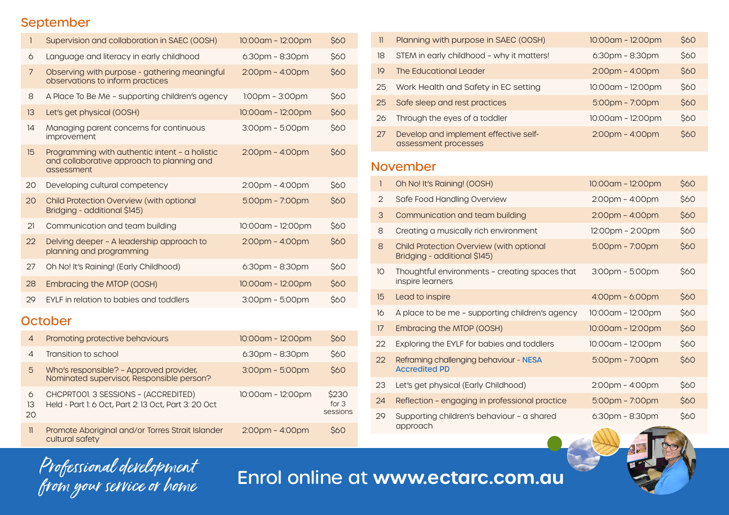## September

| | | | |
|---|---|---|---|
| 1 | Supervision and collaboration in SAEC (OOSH) | 10:00am - 12:00pm | $60 |
| 6 | Language and literacy in early childhood | 6:30pm - 8:30pm | $60 |
| 7 | Observing with purpose - gathering meaningful observations to inform practices | 2:00pm - 4:00pm | $60 |
| 8 | A Place To Be Me – supporting children's agency | 1:00pm - 3:00pm | $60 |
| 13 | Let's get physical (OOSH) | 10:00am - 12:00pm | $60 |
| 14 | Managing parent concerns for continuous improvement | 3:00pm - 5:00pm | $60 |
| 15 | Programming with authentic intent – a holistic and collaborative approach to planning and assessment | 2:00pm - 4:00pm | $60 |
| 20 | Developing cultural competency | 2:00pm - 4:00pm | $60 |
| 20 | Child Protection Overview (with optional Bridging - additional $145) | 5:00pm - 7:00pm | $60 |
| 21 | Communication and team building | 10:00am - 12:00pm | $60 |
| 22 | Delving deeper – A leadership approach to planning and programming | 2:00pm - 4:00pm | $60 |
| 27 | Oh No! It's Raining! (Early Childhood) | 6:30pm - 8:30pm | $60 |
| 28 | Embracing the MTOP (OOSH) | 10:00am - 12:00pm | $60 |
| 29 | EYLF in relation to babies and toddlers | 3:00pm - 5:00pm | $60 |

## October

| | | | |
|---|---|---|---|
| 4 | Promoting protective behaviours | 10:00am - 12:00pm | $60 |
| 4 | Transition to school | 6:30pm - 8:30pm | $60 |
| 5 | Who's responsible? – Approved provider, Nominated supervisor, Responsible person? | 3:00pm - 5:00pm | $60 |
| 6 13 20 | CHCPRT001. 3 SESSIONS – (ACCREDITED) Held - Part 1: 6 Oct, Part 2: 13 Oct, Part 3: 20 Oct | 10:00am - 12:00pm | $230 for 3 sessions |
| 11 | Promote Aboriginal and/or Torres Strait Islander cultural safety | 2:00pm - 4:00pm | $60 |
| 11 | Planning with purpose in SAEC (OOSH) | 10:00am - 12:00pm | $60 |
| 18 | STEM in early childhood – why it matters! | 6:30pm - 8:30pm | $60 |
| 19 | The Educational Leader | 2:00pm - 4:00pm | $60 |
| 25 | Work Health and Safety in EC setting | 10:00am - 12:00pm | $60 |
| 25 | Safe sleep and rest practices | 5:00pm - 7:00pm | $60 |
| 26 | Through the eyes of a toddler | 10:00am - 12:00pm | $60 |
| 27 | Develop and implement effective self-assessment processes | 2:00pm - 4:00pm | $60 |

## November

| | | | |
|---|---|---|---|
| 1 | Oh No! It's Raining! (OOSH) | 10:00am - 12:00pm | $60 |
| 2 | Safe Food Handling Overview | 2:00pm - 4:00pm | $60 |
| 3 | Communication and team building | 2:00pm - 4:00pm | $60 |
| 8 | Creating a musically rich environment | 12:00pm - 2:00pm | $60 |
| 8 | Child Protection Overview (with optional Bridging - additional $145) | 5:00pm - 7:00pm | $60 |
| 10 | Thoughtful environments – creating spaces that inspire learners | 3:00pm - 5:00pm | $60 |
| 15 | Lead to inspire | 4:00pm - 6:00pm | $60 |
| 16 | A place to be me – supporting children's agency | 10:00am - 12:00pm | $60 |
| 17 | Embracing the MTOP (OOSH) | 10:00am - 12:00pm | $60 |
| 22 | Exploring the EYLF for babies and toddlers | 10:00am - 12:00pm | $60 |
| 22 | Reframing challenging behaviour - NESA Accredited PD | 5:00pm - 7:00pm | $60 |
| 23 | Let's get physical (Early Childhood) | 2:00pm - 4:00pm | $60 |
| 24 | Reflection – engaging in professional practice | 5:00pm - 7:00pm | $60 |
| 29 | Supporting children's behaviour – a shared approach | 6:30pm - 8:30pm | $60 |

*Professional development from your service or home*

Enrol online at **www.ectarc.com.au**